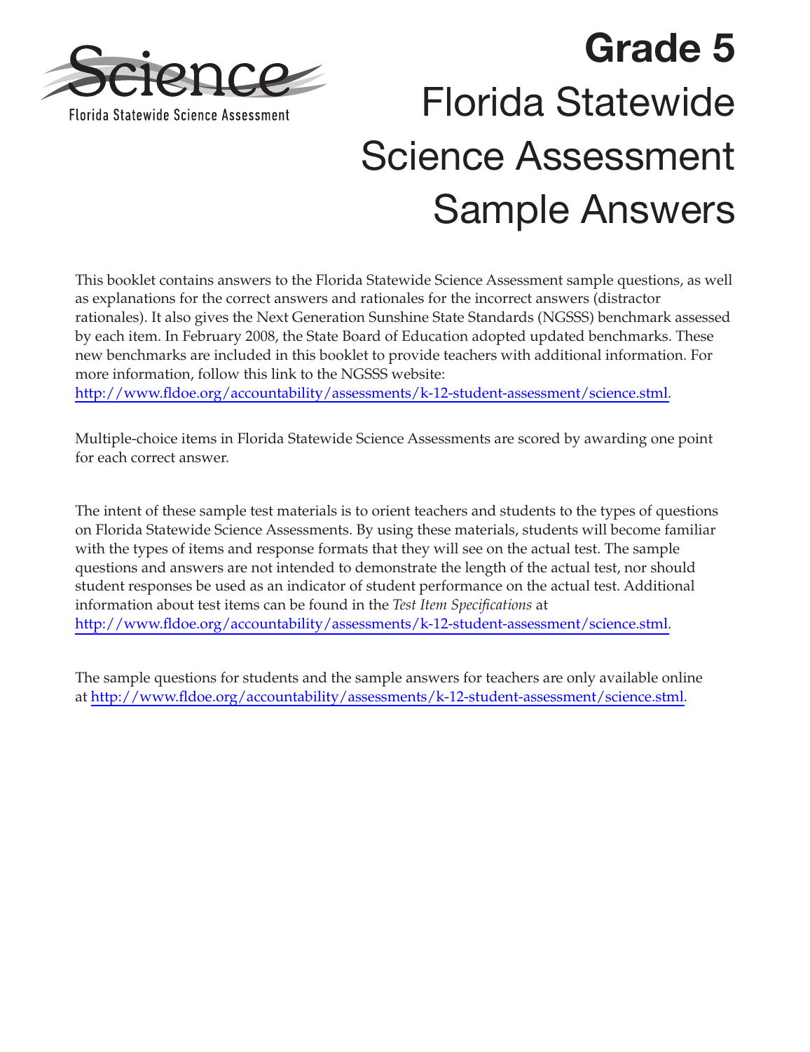Science

Florida Statewide Science Assessment

# Grade 5

# Florida Statewide Science Assessment Sample Answers

This booklet contains answers to the Florida Statewide Science Assessment sample questions, as well as explanations for the correct answers and rationales for the incorrect answers (distractor rationales). It also gives the Next Generation Sunshine State Standards (NGSSS) benchmark assessed by each item. In February 2008, the State Board of Education adopted updated benchmarks. These new benchmarks are included in this booklet to provide teachers with additional information. For more information, follow this link to the NGSSS website: http://www.fldoe.org/accountability/assessments/k-12-student-assessment/science.stml.

Multiple-choice items in Florida Statewide Science Assessments are scored by awarding one point for each correct answer.

The intent of these sample test materials is to orient teachers and students to the types of questions on Florida Statewide Science Assessments. By using these materials, students will become familiar with the types of items and response formats that they will see on the actual test. The sample questions and answers are not intended to demonstrate the length of the actual test, nor should student responses be used as an indicator of student performance on the actual test. Additional information about test items can be found in the *Test Item Specifications* at http://www.fldoe.org/accountability/assessments/k-12-student-assessment/science.stml.

The sample questions for students and the sample answers for teachers are only available online at http://www.fldoe.org/accountability/assessments/k-12-student-assessment/science.stml.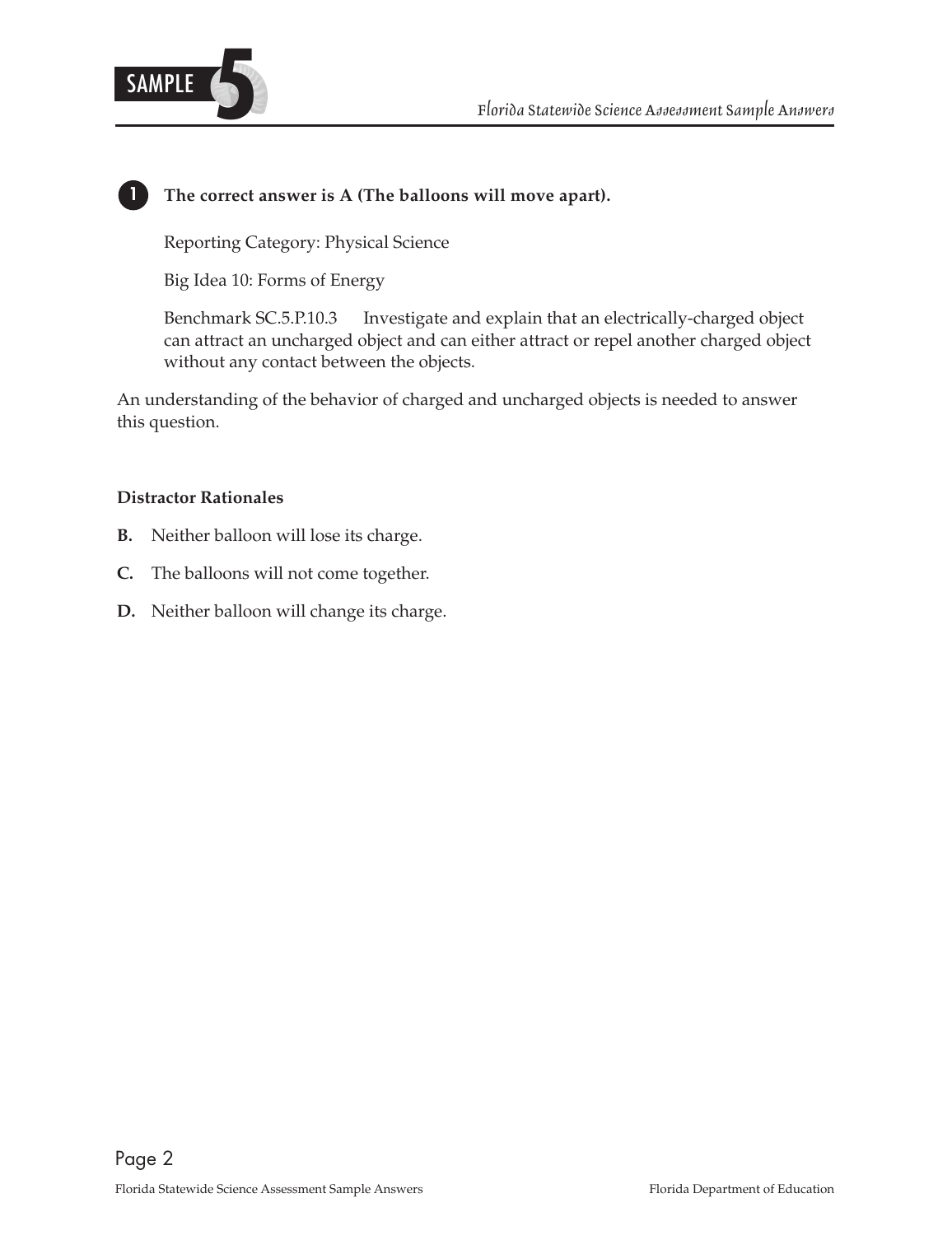**1** **The correct answer is A (The balloons will move apart).**

Reporting Category: Physical Science

Big Idea 10: Forms of Energy

Benchmark SC.5.P.10.3 Investigate and explain that an electrically-charged object can attract an uncharged object and can either attract or repel another charged object without any contact between the objects.

An understanding of the behavior of charged and uncharged objects is needed to answer this question.

**Distractor Rationales**

**B.** Neither balloon will lose its charge.

**C.** The balloons will not come together.

**D.** Neither balloon will change its charge.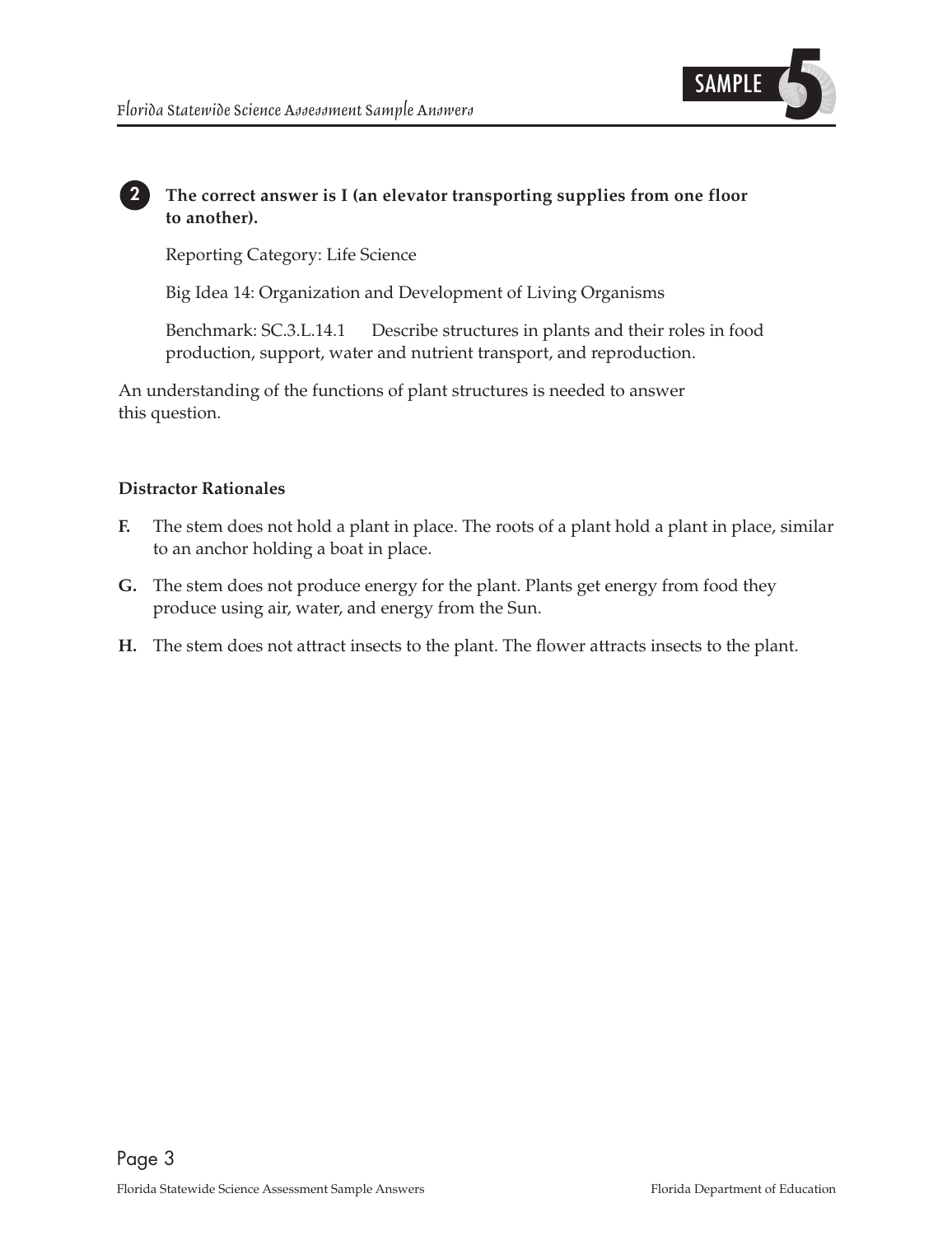**2** **The correct answer is I (an elevator transporting supplies from one floor to another).**

Reporting Category: Life Science

Big Idea 14: Organization and Development of Living Organisms

Benchmark: SC.3.L.14.1 Describe structures in plants and their roles in food production, support, water and nutrient transport, and reproduction.

An understanding of the functions of plant structures is needed to answer this question.

**Distractor Rationales**

**F.** The stem does not hold a plant in place. The roots of a plant hold a plant in place, similar to an anchor holding a boat in place.

**G.** The stem does not produce energy for the plant. Plants get energy from food they produce using air, water, and energy from the Sun.

**H.** The stem does not attract insects to the plant. The flower attracts insects to the plant.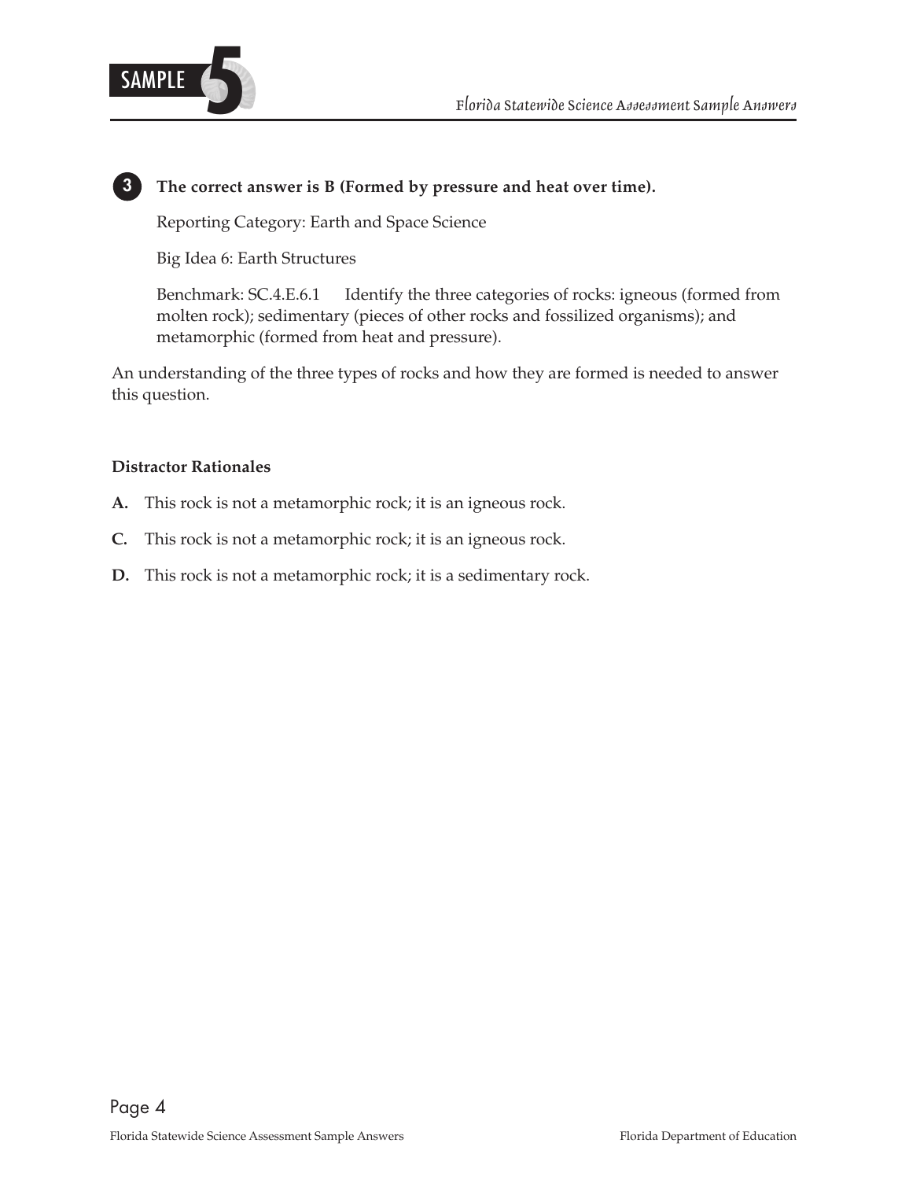**3** **The correct answer is B (Formed by pressure and heat over time).**

Reporting Category: Earth and Space Science

Big Idea 6: Earth Structures

Benchmark: SC.4.E.6.1 Identify the three categories of rocks: igneous (formed from molten rock); sedimentary (pieces of other rocks and fossilized organisms); and metamorphic (formed from heat and pressure).

An understanding of the three types of rocks and how they are formed is needed to answer this question.

**Distractor Rationales**

**A.** This rock is not a metamorphic rock; it is an igneous rock.

**C.** This rock is not a metamorphic rock; it is an igneous rock.

**D.** This rock is not a metamorphic rock; it is a sedimentary rock.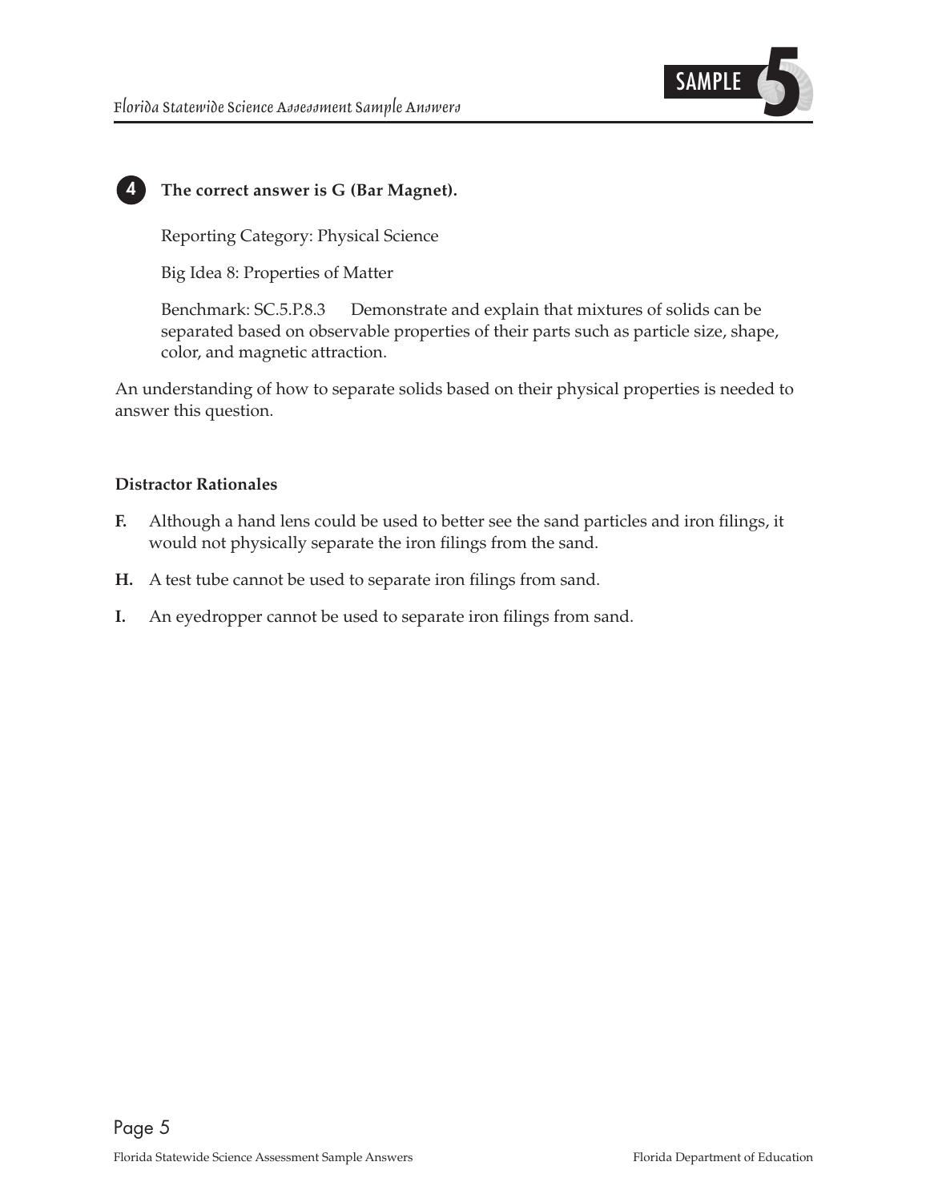**4** **The correct answer is G (Bar Magnet).**

Reporting Category: Physical Science

Big Idea 8: Properties of Matter

Benchmark: SC.5.P.8.3 Demonstrate and explain that mixtures of solids can be separated based on observable properties of their parts such as particle size, shape, color, and magnetic attraction.

An understanding of how to separate solids based on their physical properties is needed to answer this question.

**Distractor Rationales**

**F.** Although a hand lens could be used to better see the sand particles and iron filings, it would not physically separate the iron filings from the sand.

**H.** A test tube cannot be used to separate iron filings from sand.

**I.** An eyedropper cannot be used to separate iron filings from sand.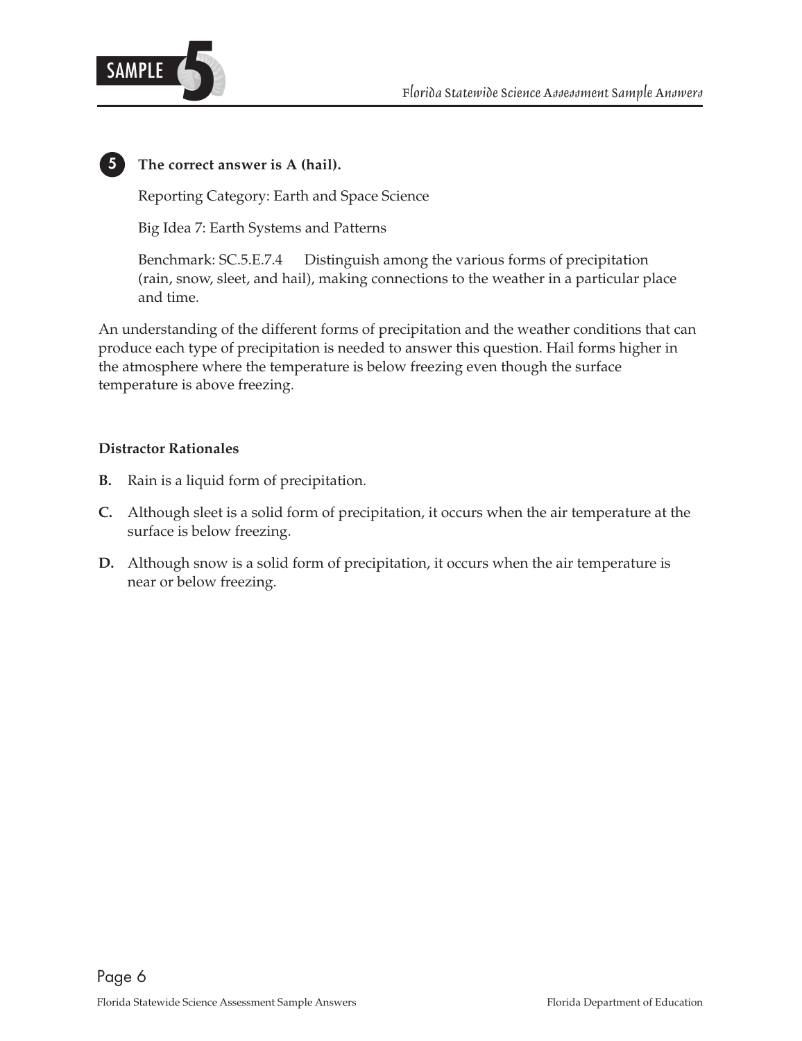**5** **The correct answer is A (hail).**

Reporting Category: Earth and Space Science

Big Idea 7: Earth Systems and Patterns

Benchmark: SC.5.E.7.4 Distinguish among the various forms of precipitation (rain, snow, sleet, and hail), making connections to the weather in a particular place and time.

An understanding of the different forms of precipitation and the weather conditions that can produce each type of precipitation is needed to answer this question. Hail forms higher in the atmosphere where the temperature is below freezing even though the surface temperature is above freezing.

**Distractor Rationales**

**B.** Rain is a liquid form of precipitation.

**C.** Although sleet is a solid form of precipitation, it occurs when the air temperature at the surface is below freezing.

**D.** Although snow is a solid form of precipitation, it occurs when the air temperature is near or below freezing.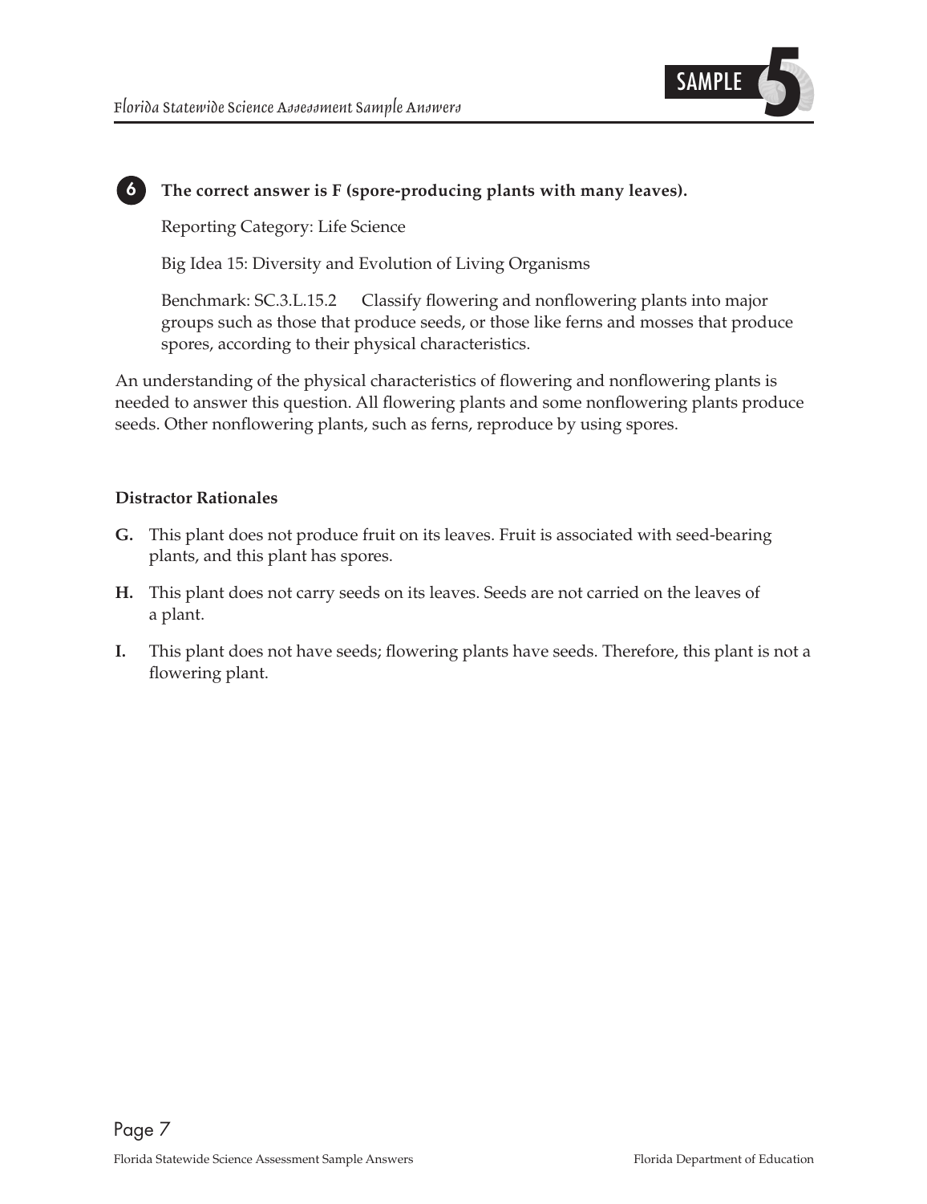**6** **The correct answer is F (spore-producing plants with many leaves).**

Reporting Category: Life Science

Big Idea 15: Diversity and Evolution of Living Organisms

Benchmark: SC.3.L.15.2 Classify flowering and nonflowering plants into major groups such as those that produce seeds, or those like ferns and mosses that produce spores, according to their physical characteristics.

An understanding of the physical characteristics of flowering and nonflowering plants is needed to answer this question. All flowering plants and some nonflowering plants produce seeds. Other nonflowering plants, such as ferns, reproduce by using spores.

**Distractor Rationales**

**G.** This plant does not produce fruit on its leaves. Fruit is associated with seed-bearing plants, and this plant has spores.

**H.** This plant does not carry seeds on its leaves. Seeds are not carried on the leaves of a plant.

**I.** This plant does not have seeds; flowering plants have seeds. Therefore, this plant is not a flowering plant.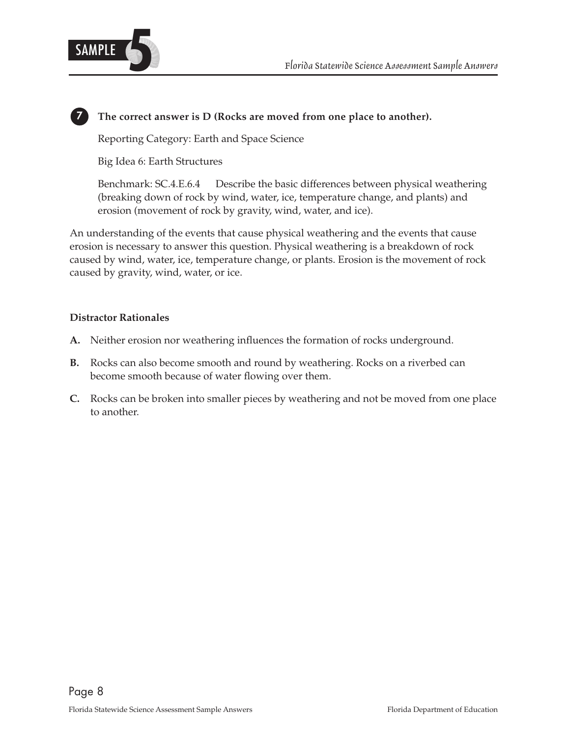**7 The correct answer is D (Rocks are moved from one place to another).**

Reporting Category: Earth and Space Science

Big Idea 6: Earth Structures

Benchmark: SC.4.E.6.4 Describe the basic differences between physical weathering (breaking down of rock by wind, water, ice, temperature change, and plants) and erosion (movement of rock by gravity, wind, water, and ice).

An understanding of the events that cause physical weathering and the events that cause erosion is necessary to answer this question. Physical weathering is a breakdown of rock caused by wind, water, ice, temperature change, or plants. Erosion is the movement of rock caused by gravity, wind, water, or ice.

**Distractor Rationales**

**A.** Neither erosion nor weathering influences the formation of rocks underground.

**B.** Rocks can also become smooth and round by weathering. Rocks on a riverbed can become smooth because of water flowing over them.

**C.** Rocks can be broken into smaller pieces by weathering and not be moved from one place to another.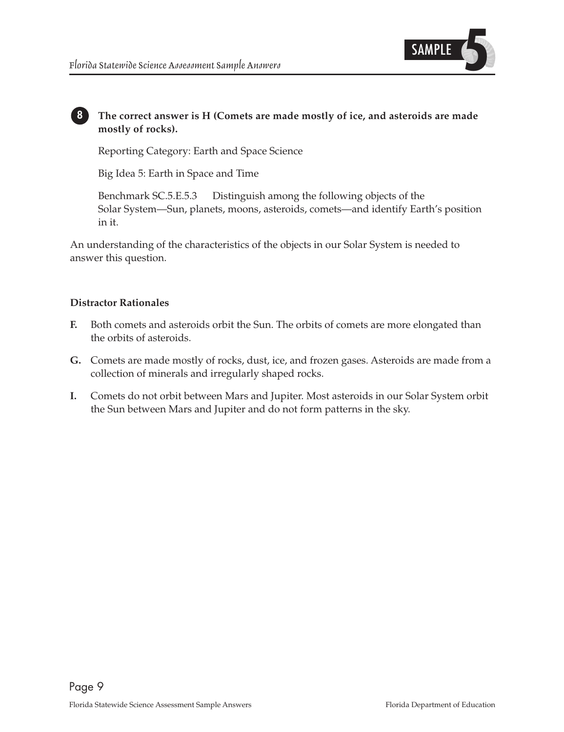**8** **The correct answer is H (Comets are made mostly of ice, and asteroids are made mostly of rocks).**

Reporting Category: Earth and Space Science

Big Idea 5: Earth in Space and Time

Benchmark SC.5.E.5.3 Distinguish among the following objects of the Solar System—Sun, planets, moons, asteroids, comets—and identify Earth's position in it.

An understanding of the characteristics of the objects in our Solar System is needed to answer this question.

**Distractor Rationales**

**F.** Both comets and asteroids orbit the Sun. The orbits of comets are more elongated than the orbits of asteroids.

**G.** Comets are made mostly of rocks, dust, ice, and frozen gases. Asteroids are made from a collection of minerals and irregularly shaped rocks.

**I.** Comets do not orbit between Mars and Jupiter. Most asteroids in our Solar System orbit the Sun between Mars and Jupiter and do not form patterns in the sky.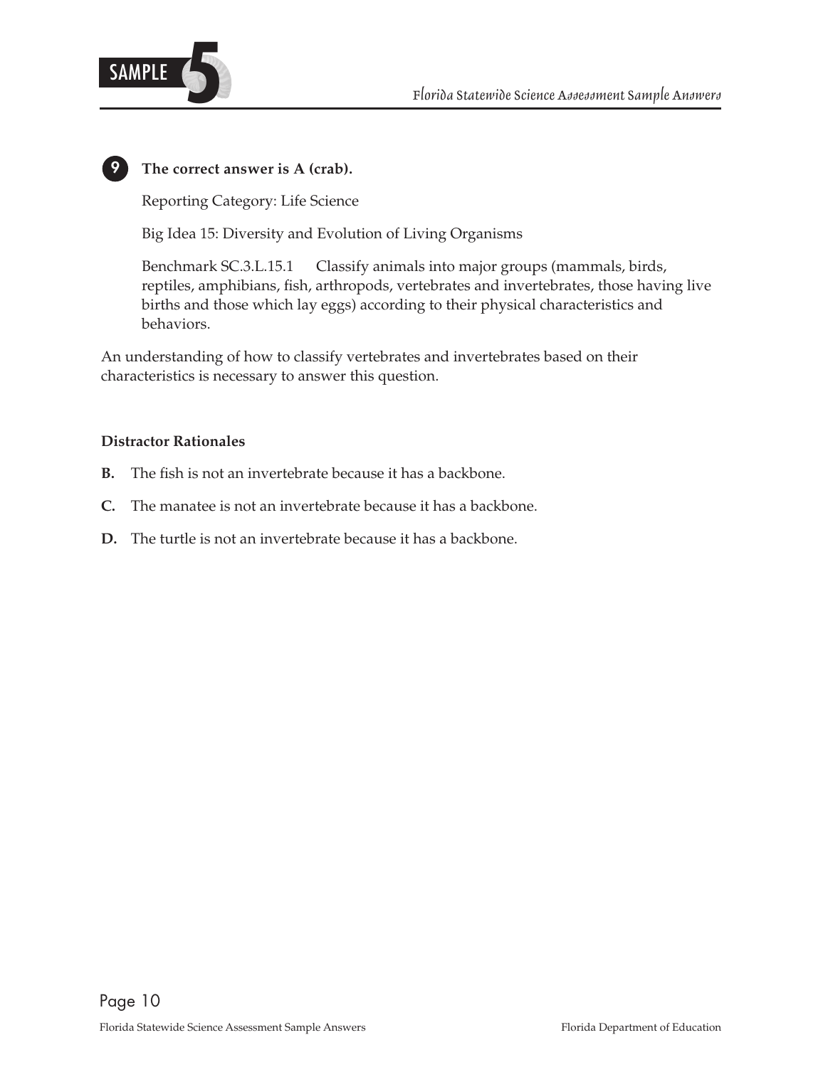**9** **The correct answer is A (crab).**

Reporting Category: Life Science

Big Idea 15: Diversity and Evolution of Living Organisms

Benchmark SC.3.L.15.1 Classify animals into major groups (mammals, birds, reptiles, amphibians, fish, arthropods, vertebrates and invertebrates, those having live births and those which lay eggs) according to their physical characteristics and behaviors.

An understanding of how to classify vertebrates and invertebrates based on their characteristics is necessary to answer this question.

**Distractor Rationales**

**B.** The fish is not an invertebrate because it has a backbone.

**C.** The manatee is not an invertebrate because it has a backbone.

**D.** The turtle is not an invertebrate because it has a backbone.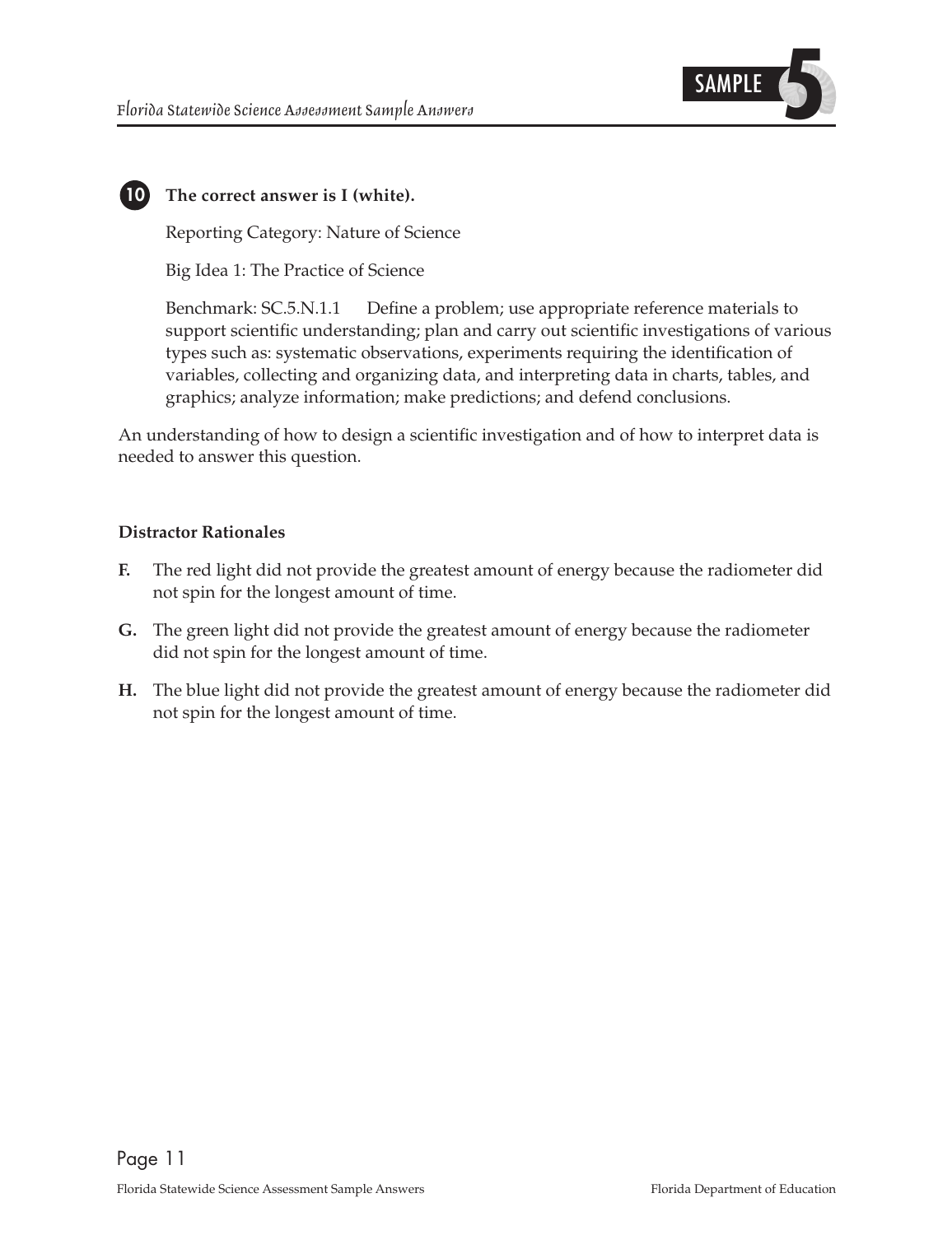**10** **The correct answer is I (white).**

Reporting Category: Nature of Science

Big Idea 1: The Practice of Science

Benchmark: SC.5.N.1.1 Define a problem; use appropriate reference materials to support scientific understanding; plan and carry out scientific investigations of various types such as: systematic observations, experiments requiring the identification of variables, collecting and organizing data, and interpreting data in charts, tables, and graphics; analyze information; make predictions; and defend conclusions.

An understanding of how to design a scientific investigation and of how to interpret data is needed to answer this question.

**Distractor Rationales**

**F.** The red light did not provide the greatest amount of energy because the radiometer did not spin for the longest amount of time.

**G.** The green light did not provide the greatest amount of energy because the radiometer did not spin for the longest amount of time.

**H.** The blue light did not provide the greatest amount of energy because the radiometer did not spin for the longest amount of time.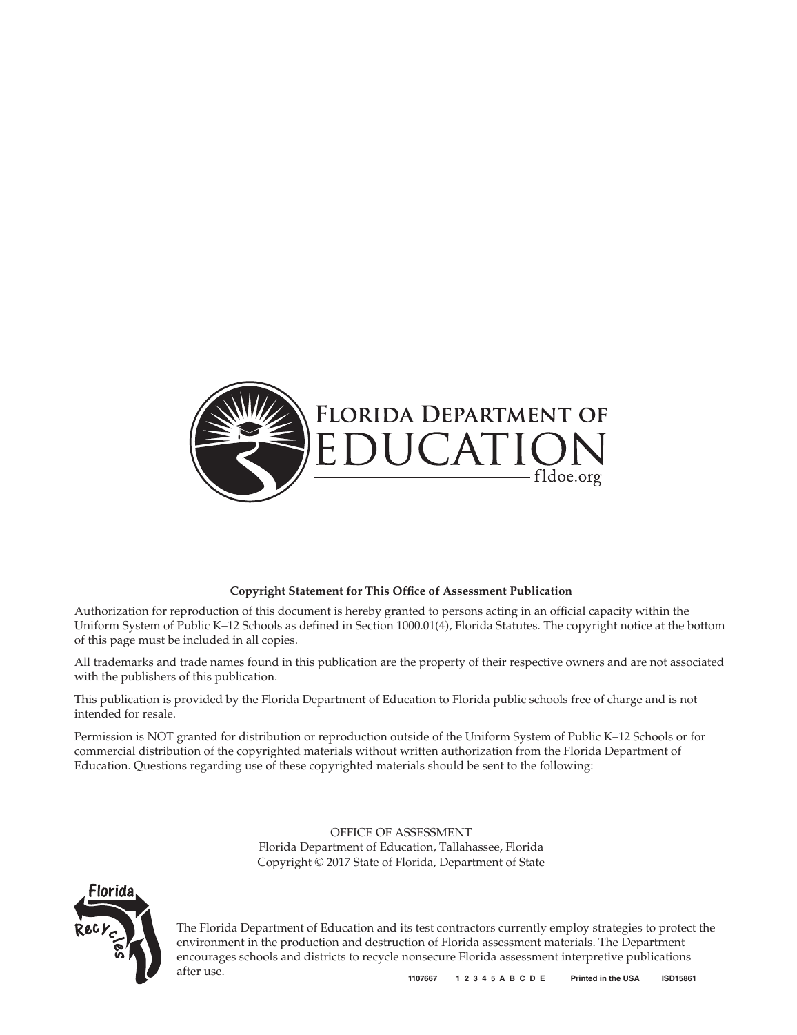FLORIDA DEPARTMENT OF EDUCATION

fldoe.org

**Copyright Statement for This Office of Assessment Publication**

Authorization for reproduction of this document is hereby granted to persons acting in an official capacity within the Uniform System of Public K–12 Schools as defined in Section 1000.01(4), Florida Statutes. The copyright notice at the bottom of this page must be included in all copies.

All trademarks and trade names found in this publication are the property of their respective owners and are not associated with the publishers of this publication.

This publication is provided by the Florida Department of Education to Florida public schools free of charge and is not intended for resale.

Permission is NOT granted for distribution or reproduction outside of the Uniform System of Public K–12 Schools or for commercial distribution of the copyrighted materials without written authorization from the Florida Department of Education. Questions regarding use of these copyrighted materials should be sent to the following:

OFFICE OF ASSESSMENT
Florida Department of Education, Tallahassee, Florida
Copyright © 2017 State of Florida, Department of State

Florida Recycles

The Florida Department of Education and its test contractors currently employ strategies to protect the environment in the production and destruction of Florida assessment materials. The Department encourages schools and districts to recycle nonsecure Florida assessment interpretive publications after use.

1107667 1 2 3 4 5 A B C D E Printed in the USA ISD15861